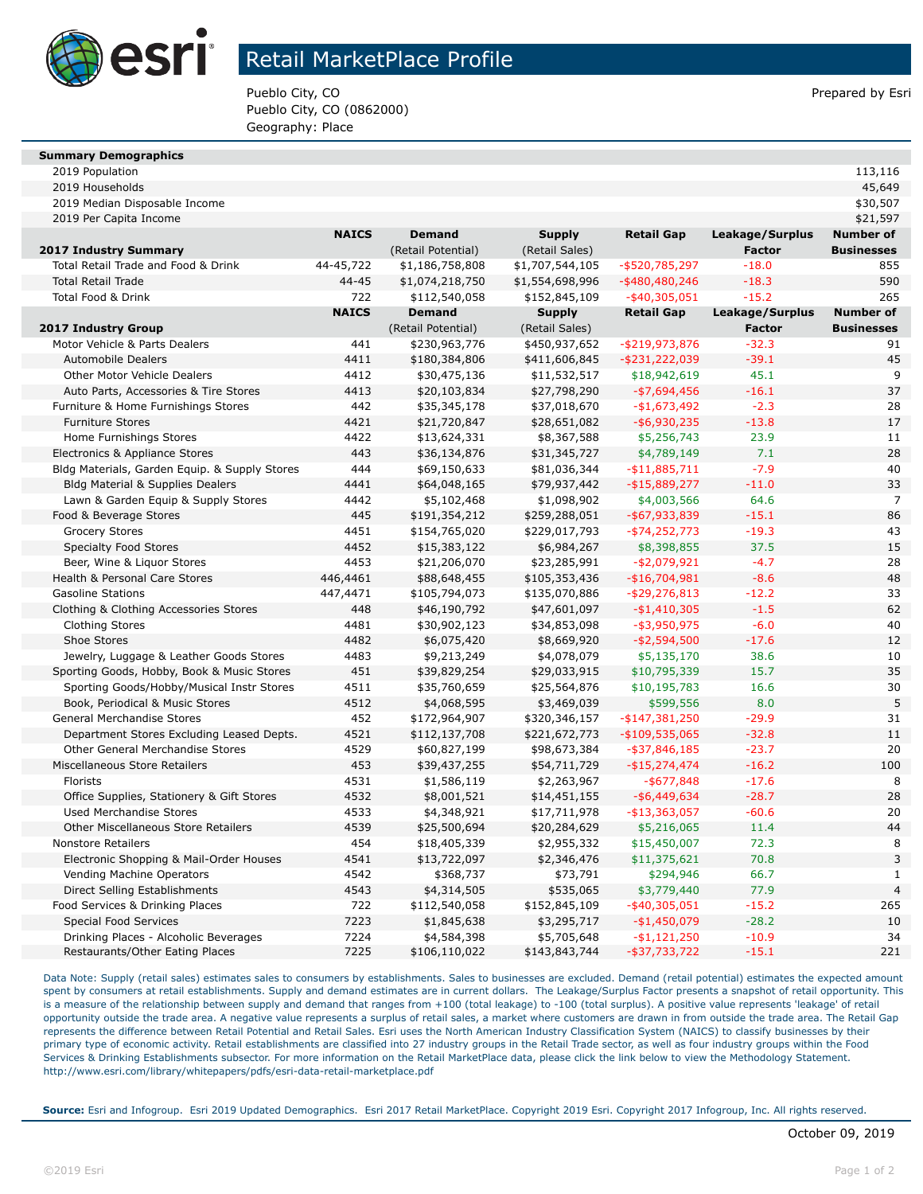# Retail MarketPlace Profile

Pueblo City, CO
Pueblo City, CO (0862000)
Geography: Place

Prepared by Esri

| Summary Demographics | |
|---|---|
| 2019 Population | 113,116 |
| 2019 Households | 45,649 |
| 2019 Median Disposable Income | $30,507 |
| 2019 Per Capita Income | $21,597 |

| 2017 Industry Summary | NAICS | Demand (Retail Potential) | Supply (Retail Sales) | Retail Gap | Leakage/Surplus Factor | Number of Businesses |
|---|---|---|---|---|---|---|
| Total Retail Trade and Food & Drink | 44-45,722 | $1,186,758,808 | $1,707,544,105 | -$520,785,297 | -18.0 | 855 |
| Total Retail Trade | 44-45 | $1,074,218,750 | $1,554,698,996 | -$480,480,246 | -18.3 | 590 |
| Total Food & Drink | 722 | $112,540,058 | $152,845,109 | -$40,305,051 | -15.2 | 265 |

| 2017 Industry Group | NAICS | Demand (Retail Potential) | Supply (Retail Sales) | Retail Gap | Leakage/Surplus Factor | Number of Businesses |
|---|---|---|---|---|---|---|
| Motor Vehicle & Parts Dealers | 441 | $230,963,776 | $450,937,652 | -$219,973,876 | -32.3 | 91 |
| Automobile Dealers | 4411 | $180,384,806 | $411,606,845 | -$231,222,039 | -39.1 | 45 |
| Other Motor Vehicle Dealers | 4412 | $30,475,136 | $11,532,517 | $18,942,619 | 45.1 | 9 |
| Auto Parts, Accessories & Tire Stores | 4413 | $20,103,834 | $27,798,290 | -$7,694,456 | -16.1 | 37 |
| Furniture & Home Furnishings Stores | 442 | $35,345,178 | $37,018,670 | -$1,673,492 | -2.3 | 28 |
| Furniture Stores | 4421 | $21,720,847 | $28,651,082 | -$6,930,235 | -13.8 | 17 |
| Home Furnishings Stores | 4422 | $13,624,331 | $8,367,588 | $5,256,743 | 23.9 | 11 |
| Electronics & Appliance Stores | 443 | $36,134,876 | $31,345,727 | $4,789,149 | 7.1 | 28 |
| Bldg Materials, Garden Equip. & Supply Stores | 444 | $69,150,633 | $81,036,344 | -$11,885,711 | -7.9 | 40 |
| Bldg Material & Supplies Dealers | 4441 | $64,048,165 | $79,937,442 | -$15,889,277 | -11.0 | 33 |
| Lawn & Garden Equip & Supply Stores | 4442 | $5,102,468 | $1,098,902 | $4,003,566 | 64.6 | 7 |
| Food & Beverage Stores | 445 | $191,354,212 | $259,288,051 | -$67,933,839 | -15.1 | 86 |
| Grocery Stores | 4451 | $154,765,020 | $229,017,793 | -$74,252,773 | -19.3 | 43 |
| Specialty Food Stores | 4452 | $15,383,122 | $6,984,267 | $8,398,855 | 37.5 | 15 |
| Beer, Wine & Liquor Stores | 4453 | $21,206,070 | $23,285,991 | -$2,079,921 | -4.7 | 28 |
| Health & Personal Care Stores | 446,4461 | $88,648,455 | $105,353,436 | -$16,704,981 | -8.6 | 48 |
| Gasoline Stations | 447,4471 | $105,794,073 | $135,070,886 | -$29,276,813 | -12.2 | 33 |
| Clothing & Clothing Accessories Stores | 448 | $46,190,792 | $47,601,097 | -$1,410,305 | -1.5 | 62 |
| Clothing Stores | 4481 | $30,902,123 | $34,853,098 | -$3,950,975 | -6.0 | 40 |
| Shoe Stores | 4482 | $6,075,420 | $8,669,920 | -$2,594,500 | -17.6 | 12 |
| Jewelry, Luggage & Leather Goods Stores | 4483 | $9,213,249 | $4,078,079 | $5,135,170 | 38.6 | 10 |
| Sporting Goods, Hobby, Book & Music Stores | 451 | $39,829,254 | $29,033,915 | $10,795,339 | 15.7 | 35 |
| Sporting Goods/Hobby/Musical Instr Stores | 4511 | $35,760,659 | $25,564,876 | $10,195,783 | 16.6 | 30 |
| Book, Periodical & Music Stores | 4512 | $4,068,595 | $3,469,039 | $599,556 | 8.0 | 5 |
| General Merchandise Stores | 452 | $172,964,907 | $320,346,157 | -$147,381,250 | -29.9 | 31 |
| Department Stores Excluding Leased Depts. | 4521 | $112,137,708 | $221,672,773 | -$109,535,065 | -32.8 | 11 |
| Other General Merchandise Stores | 4529 | $60,827,199 | $98,673,384 | -$37,846,185 | -23.7 | 20 |
| Miscellaneous Store Retailers | 453 | $39,437,255 | $54,711,729 | -$15,274,474 | -16.2 | 100 |
| Florists | 4531 | $1,586,119 | $2,263,967 | -$677,848 | -17.6 | 8 |
| Office Supplies, Stationery & Gift Stores | 4532 | $8,001,521 | $14,451,155 | -$6,449,634 | -28.7 | 28 |
| Used Merchandise Stores | 4533 | $4,348,921 | $17,711,978 | -$13,363,057 | -60.6 | 20 |
| Other Miscellaneous Store Retailers | 4539 | $25,500,694 | $20,284,629 | $5,216,065 | 11.4 | 44 |
| Nonstore Retailers | 454 | $18,405,339 | $2,955,332 | $15,450,007 | 72.3 | 8 |
| Electronic Shopping & Mail-Order Houses | 4541 | $13,722,097 | $2,346,476 | $11,375,621 | 70.8 | 3 |
| Vending Machine Operators | 4542 | $368,737 | $73,791 | $294,946 | 66.7 | 1 |
| Direct Selling Establishments | 4543 | $4,314,505 | $535,065 | $3,779,440 | 77.9 | 4 |
| Food Services & Drinking Places | 722 | $112,540,058 | $152,845,109 | -$40,305,051 | -15.2 | 265 |
| Special Food Services | 7223 | $1,845,638 | $3,295,717 | -$1,450,079 | -28.2 | 10 |
| Drinking Places - Alcoholic Beverages | 7224 | $4,584,398 | $5,705,648 | -$1,121,250 | -10.9 | 34 |
| Restaurants/Other Eating Places | 7225 | $106,110,022 | $143,843,744 | -$37,733,722 | -15.1 | 221 |

Data Note: Supply (retail sales) estimates sales to consumers by establishments. Sales to businesses are excluded. Demand (retail potential) estimates the expected amount spent by consumers at retail establishments. Supply and demand estimates are in current dollars. The Leakage/Surplus Factor presents a snapshot of retail opportunity. This is a measure of the relationship between supply and demand that ranges from +100 (total leakage) to -100 (total surplus). A positive value represents 'leakage' of retail opportunity outside the trade area. A negative value represents a surplus of retail sales, a market where customers are drawn in from outside the trade area. The Retail Gap represents the difference between Retail Potential and Retail Sales. Esri uses the North American Industry Classification System (NAICS) to classify businesses by their primary type of economic activity. Retail establishments are classified into 27 industry groups in the Retail Trade sector, as well as four industry groups within the Food Services & Drinking Establishments subsector. For more information on the Retail MarketPlace data, please click the link below to view the Methodology Statement.
http://www.esri.com/library/whitepapers/pdfs/esri-data-retail-marketplace.pdf

**Source:** Esri and Infogroup. Esri 2019 Updated Demographics. Esri 2017 Retail MarketPlace. Copyright 2019 Esri. Copyright 2017 Infogroup, Inc. All rights reserved.

October 09, 2019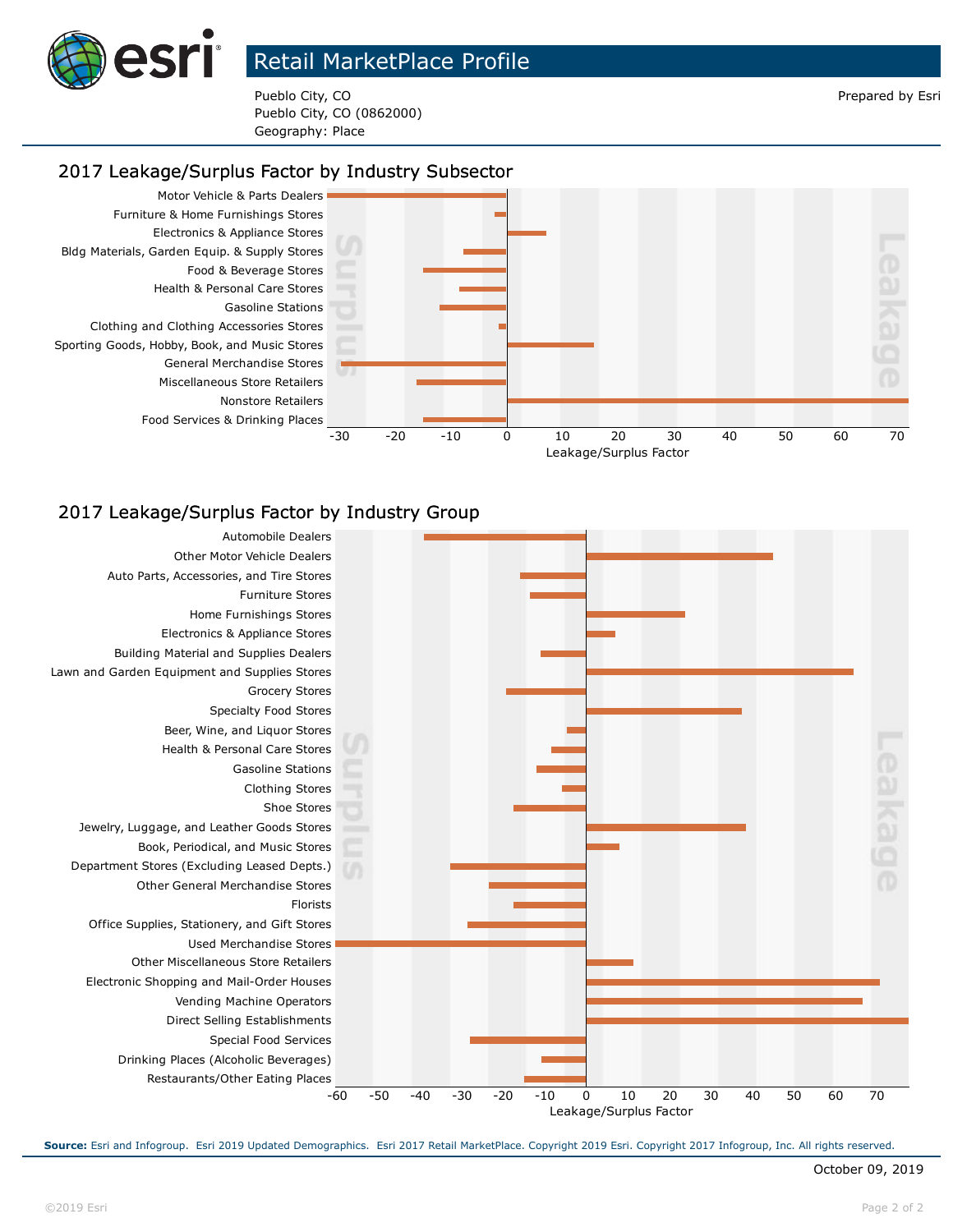# Retail MarketPlace Profile

Pueblo City, CO
Pueblo City, CO (0862000)
Geography: Place

Prepared by Esri

## 2017 Leakage/Surplus Factor by Industry Subsector

Motor Vehicle & Parts Dealers
Furniture & Home Furnishings Stores
Electronics & Appliance Stores
Bldg Materials, Garden Equip. & Supply Stores
Food & Beverage Stores
Health & Personal Care Stores
Gasoline Stations
Clothing and Clothing Accessories Stores
Sporting Goods, Hobby, Book, and Music Stores
General Merchandise Stores
Miscellaneous Store Retailers
Nonstore Retailers
Food Services & Drinking Places

Surplus
Leakage

-30 -20 -10 0 10 20 30 40 50 60 70
Leakage/Surplus Factor

## 2017 Leakage/Surplus Factor by Industry Group

Automobile Dealers
Other Motor Vehicle Dealers
Auto Parts, Accessories, and Tire Stores
Furniture Stores
Home Furnishings Stores
Electronics & Appliance Stores
Building Material and Supplies Dealers
Lawn and Garden Equipment and Supplies Stores
Grocery Stores
Specialty Food Stores
Beer, Wine, and Liquor Stores
Health & Personal Care Stores
Gasoline Stations
Clothing Stores
Shoe Stores
Jewelry, Luggage, and Leather Goods Stores
Book, Periodical, and Music Stores
Department Stores (Excluding Leased Depts.)
Other General Merchandise Stores
Florists
Office Supplies, Stationery, and Gift Stores
Used Merchandise Stores
Other Miscellaneous Store Retailers
Electronic Shopping and Mail-Order Houses
Vending Machine Operators
Direct Selling Establishments
Special Food Services
Drinking Places (Alcoholic Beverages)
Restaurants/Other Eating Places

Surplus
Leakage

-60 -50 -40 -30 -20 -10 0 10 20 30 40 50 60 70
Leakage/Surplus Factor

**Source:** Esri and Infogroup. Esri 2019 Updated Demographics. Esri 2017 Retail MarketPlace. Copyright 2019 Esri. Copyright 2017 Infogroup, Inc. All rights reserved.

October 09, 2019

©2019 Esri